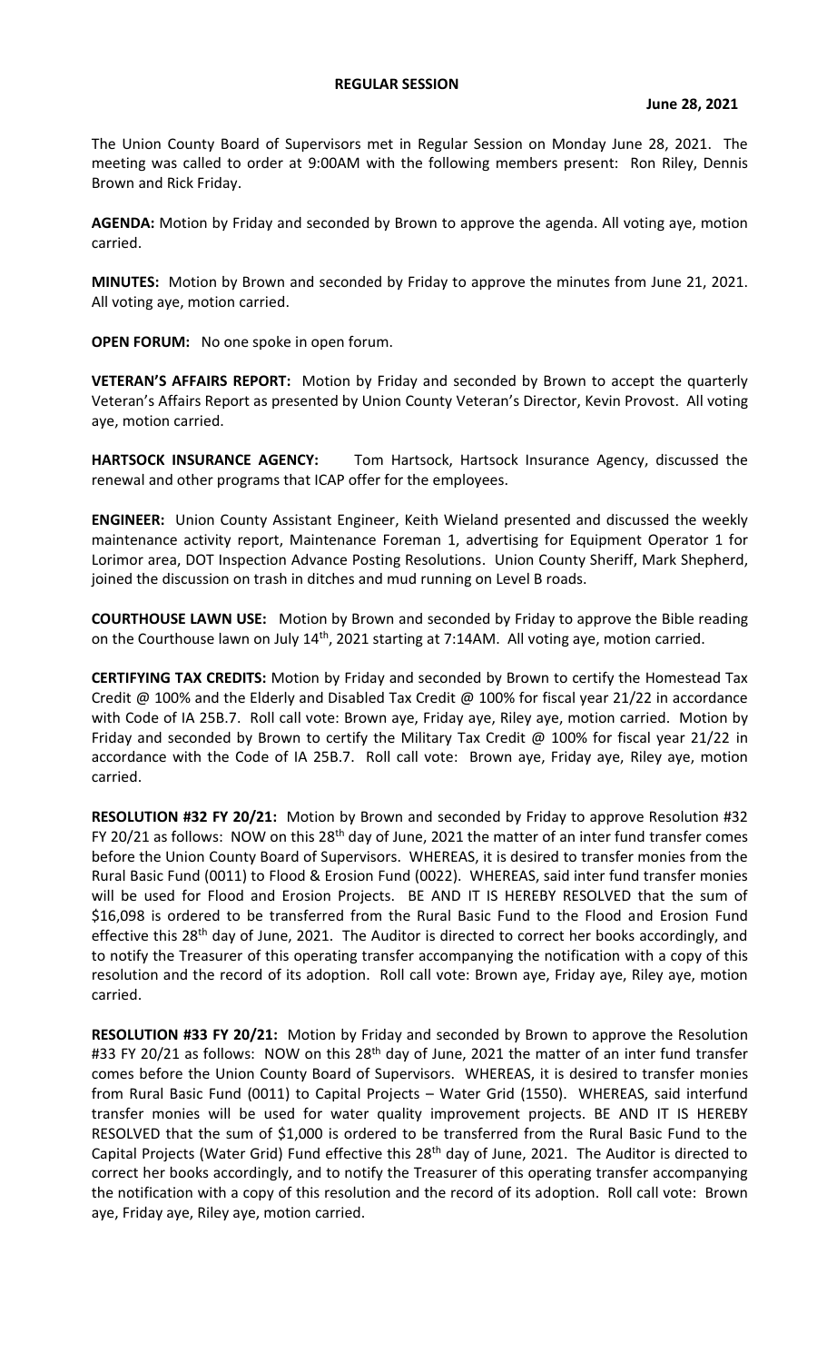# REGULAR SESSION

**June 28, 2021**

The Union County Board of Supervisors met in Regular Session on Monday June 28, 2021. The meeting was called to order at 9:00AM with the following members present: Ron Riley, Dennis Brown and Rick Friday.

**AGENDA:** Motion by Friday and seconded by Brown to approve the agenda. All voting aye, motion carried.

**MINUTES:** Motion by Brown and seconded by Friday to approve the minutes from June 21, 2021. All voting aye, motion carried.

**OPEN FORUM:** No one spoke in open forum.

**VETERAN'S AFFAIRS REPORT:** Motion by Friday and seconded by Brown to accept the quarterly Veteran's Affairs Report as presented by Union County Veteran's Director, Kevin Provost. All voting aye, motion carried.

**HARTSOCK INSURANCE AGENCY:** Tom Hartsock, Hartsock Insurance Agency, discussed the renewal and other programs that ICAP offer for the employees.

**ENGINEER:** Union County Assistant Engineer, Keith Wieland presented and discussed the weekly maintenance activity report, Maintenance Foreman 1, advertising for Equipment Operator 1 for Lorimor area, DOT Inspection Advance Posting Resolutions. Union County Sheriff, Mark Shepherd, joined the discussion on trash in ditches and mud running on Level B roads.

**COURTHOUSE LAWN USE:** Motion by Brown and seconded by Friday to approve the Bible reading on the Courthouse lawn on July 14th, 2021 starting at 7:14AM. All voting aye, motion carried.

**CERTIFYING TAX CREDITS:** Motion by Friday and seconded by Brown to certify the Homestead Tax Credit @ 100% and the Elderly and Disabled Tax Credit @ 100% for fiscal year 21/22 in accordance with Code of IA 25B.7. Roll call vote: Brown aye, Friday aye, Riley aye, motion carried. Motion by Friday and seconded by Brown to certify the Military Tax Credit @ 100% for fiscal year 21/22 in accordance with the Code of IA 25B.7. Roll call vote: Brown aye, Friday aye, Riley aye, motion carried.

**RESOLUTION #32 FY 20/21:** Motion by Brown and seconded by Friday to approve Resolution #32 FY 20/21 as follows: NOW on this 28th day of June, 2021 the matter of an inter fund transfer comes before the Union County Board of Supervisors. WHEREAS, it is desired to transfer monies from the Rural Basic Fund (0011) to Flood & Erosion Fund (0022). WHEREAS, said inter fund transfer monies will be used for Flood and Erosion Projects. BE AND IT IS HEREBY RESOLVED that the sum of $16,098 is ordered to be transferred from the Rural Basic Fund to the Flood and Erosion Fund effective this 28th day of June, 2021. The Auditor is directed to correct her books accordingly, and to notify the Treasurer of this operating transfer accompanying the notification with a copy of this resolution and the record of its adoption. Roll call vote: Brown aye, Friday aye, Riley aye, motion carried.

**RESOLUTION #33 FY 20/21:** Motion by Friday and seconded by Brown to approve the Resolution #33 FY 20/21 as follows: NOW on this 28th day of June, 2021 the matter of an inter fund transfer comes before the Union County Board of Supervisors. WHEREAS, it is desired to transfer monies from Rural Basic Fund (0011) to Capital Projects – Water Grid (1550). WHEREAS, said interfund transfer monies will be used for water quality improvement projects. BE AND IT IS HEREBY RESOLVED that the sum of $1,000 is ordered to be transferred from the Rural Basic Fund to the Capital Projects (Water Grid) Fund effective this 28th day of June, 2021. The Auditor is directed to correct her books accordingly, and to notify the Treasurer of this operating transfer accompanying the notification with a copy of this resolution and the record of its adoption. Roll call vote: Brown aye, Friday aye, Riley aye, motion carried.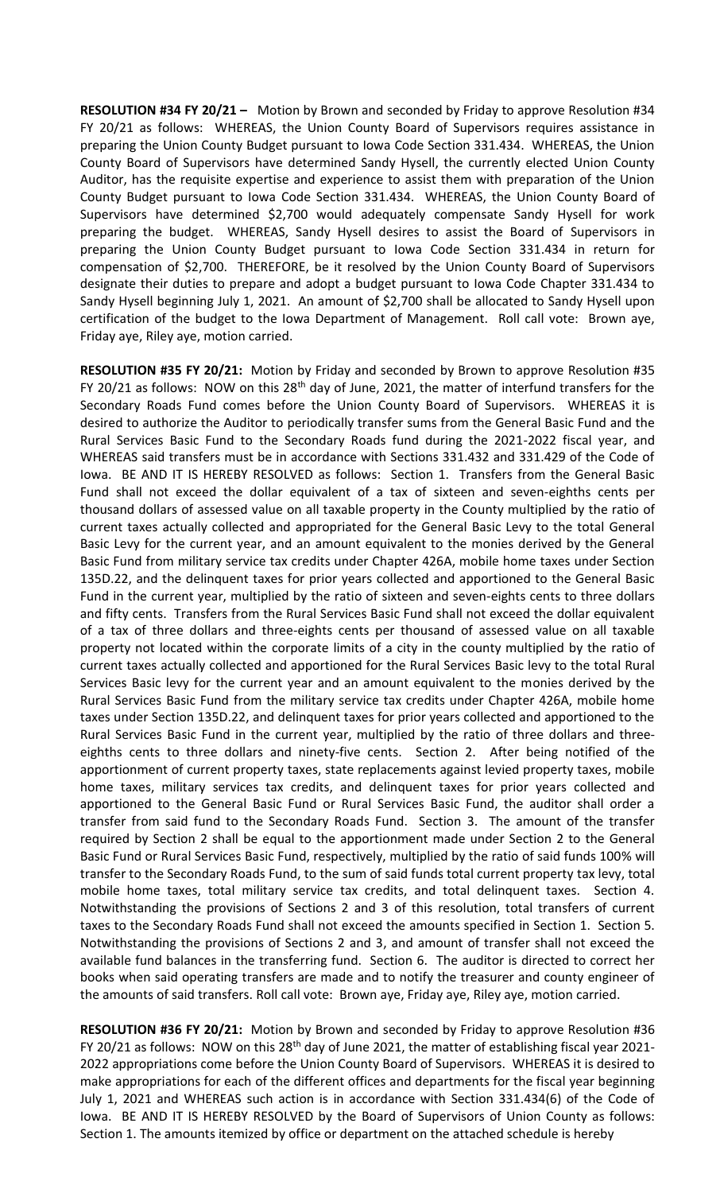**RESOLUTION #34 FY 20/21 –** Motion by Brown and seconded by Friday to approve Resolution #34 FY 20/21 as follows: WHEREAS, the Union County Board of Supervisors requires assistance in preparing the Union County Budget pursuant to Iowa Code Section 331.434. WHEREAS, the Union County Board of Supervisors have determined Sandy Hysell, the currently elected Union County Auditor, has the requisite expertise and experience to assist them with preparation of the Union County Budget pursuant to Iowa Code Section 331.434. WHEREAS, the Union County Board of Supervisors have determined $2,700 would adequately compensate Sandy Hysell for work preparing the budget. WHEREAS, Sandy Hysell desires to assist the Board of Supervisors in preparing the Union County Budget pursuant to Iowa Code Section 331.434 in return for compensation of $2,700. THEREFORE, be it resolved by the Union County Board of Supervisors designate their duties to prepare and adopt a budget pursuant to Iowa Code Chapter 331.434 to Sandy Hysell beginning July 1, 2021. An amount of $2,700 shall be allocated to Sandy Hysell upon certification of the budget to the Iowa Department of Management. Roll call vote: Brown aye, Friday aye, Riley aye, motion carried.

**RESOLUTION #35 FY 20/21:** Motion by Friday and seconded by Brown to approve Resolution #35 FY 20/21 as follows: NOW on this 28th day of June, 2021, the matter of interfund transfers for the Secondary Roads Fund comes before the Union County Board of Supervisors. WHEREAS it is desired to authorize the Auditor to periodically transfer sums from the General Basic Fund and the Rural Services Basic Fund to the Secondary Roads fund during the 2021-2022 fiscal year, and WHEREAS said transfers must be in accordance with Sections 331.432 and 331.429 of the Code of Iowa. BE AND IT IS HEREBY RESOLVED as follows: Section 1. Transfers from the General Basic Fund shall not exceed the dollar equivalent of a tax of sixteen and seven-eighths cents per thousand dollars of assessed value on all taxable property in the County multiplied by the ratio of current taxes actually collected and appropriated for the General Basic Levy to the total General Basic Levy for the current year, and an amount equivalent to the monies derived by the General Basic Fund from military service tax credits under Chapter 426A, mobile home taxes under Section 135D.22, and the delinquent taxes for prior years collected and apportioned to the General Basic Fund in the current year, multiplied by the ratio of sixteen and seven-eights cents to three dollars and fifty cents. Transfers from the Rural Services Basic Fund shall not exceed the dollar equivalent of a tax of three dollars and three-eights cents per thousand of assessed value on all taxable property not located within the corporate limits of a city in the county multiplied by the ratio of current taxes actually collected and apportioned for the Rural Services Basic levy to the total Rural Services Basic levy for the current year and an amount equivalent to the monies derived by the Rural Services Basic Fund from the military service tax credits under Chapter 426A, mobile home taxes under Section 135D.22, and delinquent taxes for prior years collected and apportioned to the Rural Services Basic Fund in the current year, multiplied by the ratio of three dollars and three-eighths cents to three dollars and ninety-five cents. Section 2. After being notified of the apportionment of current property taxes, state replacements against levied property taxes, mobile home taxes, military services tax credits, and delinquent taxes for prior years collected and apportioned to the General Basic Fund or Rural Services Basic Fund, the auditor shall order a transfer from said fund to the Secondary Roads Fund. Section 3. The amount of the transfer required by Section 2 shall be equal to the apportionment made under Section 2 to the General Basic Fund or Rural Services Basic Fund, respectively, multiplied by the ratio of said funds 100% will transfer to the Secondary Roads Fund, to the sum of said funds total current property tax levy, total mobile home taxes, total military service tax credits, and total delinquent taxes. Section 4. Notwithstanding the provisions of Sections 2 and 3 of this resolution, total transfers of current taxes to the Secondary Roads Fund shall not exceed the amounts specified in Section 1. Section 5. Notwithstanding the provisions of Sections 2 and 3, and amount of transfer shall not exceed the available fund balances in the transferring fund. Section 6. The auditor is directed to correct her books when said operating transfers are made and to notify the treasurer and county engineer of the amounts of said transfers. Roll call vote: Brown aye, Friday aye, Riley aye, motion carried.

**RESOLUTION #36 FY 20/21:** Motion by Brown and seconded by Friday to approve Resolution #36 FY 20/21 as follows: NOW on this 28th day of June 2021, the matter of establishing fiscal year 2021-2022 appropriations come before the Union County Board of Supervisors. WHEREAS it is desired to make appropriations for each of the different offices and departments for the fiscal year beginning July 1, 2021 and WHEREAS such action is in accordance with Section 331.434(6) of the Code of Iowa. BE AND IT IS HEREBY RESOLVED by the Board of Supervisors of Union County as follows: Section 1. The amounts itemized by office or department on the attached schedule is hereby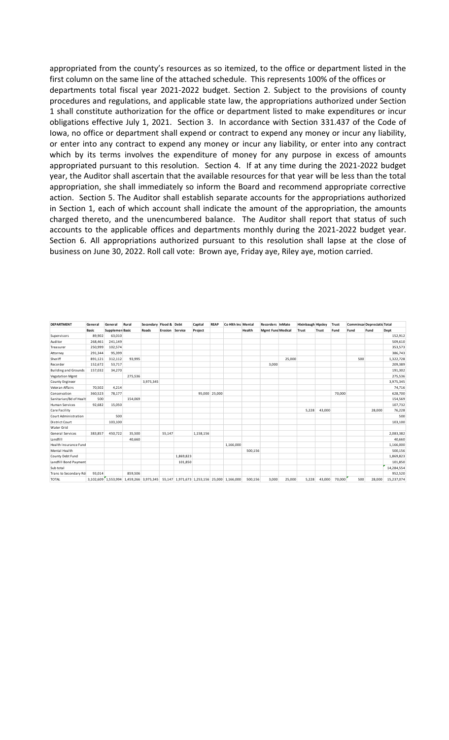appropriated from the county's resources as so itemized, to the office or department listed in the first column on the same line of the attached schedule. This represents 100% of the offices or departments total fiscal year 2021-2022 budget. Section 2. Subject to the provisions of county procedures and regulations, and applicable state law, the appropriations authorized under Section 1 shall constitute authorization for the office or department listed to make expenditures or incur obligations effective July 1, 2021. Section 3. In accordance with Section 331.437 of the Code of Iowa, no office or department shall expend or contract to expend any money or incur any liability, or enter into any contract to expend any money or incur any liability, or enter into any contract which by its terms involves the expenditure of money for any purpose in excess of amounts appropriated pursuant to this resolution. Section 4. If at any time during the 2021-2022 budget year, the Auditor shall ascertain that the available resources for that year will be less than the total appropriation, she shall immediately so inform the Board and recommend appropriate corrective action. Section 5. The Auditor shall establish separate accounts for the appropriations authorized in Section 1, each of which account shall indicate the amount of the appropriation, the amounts charged thereto, and the unencumbered balance. The Auditor shall report that status of such accounts to the applicable offices and departments monthly during the 2021-2022 budget year. Section 6. All appropriations authorized pursuant to this resolution shall lapse at the close of business on June 30, 2022. Roll call vote: Brown aye, Friday aye, Riley aye, motion carried.

| DEPARTMENT | General | General | Rural | Secondary | Flood & | Debt | Capital | REAP | Co Hlth Ins | Mental | Recorders | InMate | Hixinbaugh | Hipsley | Trust | Commissar | Depreciatio | Total |
|---|---|---|---|---|---|---|---|---|---|---|---|---|---|---|---|---|---|---|
| | Basic | Supplemen | Basic | Roads | Erosion | Service | Project | | | Health | Mgmt Fund | Medical | Trust | Trust | Fund | Fund | Fund | Dept |
| Supervisors | 89,902 | 63,010 | | | | | | | | | | | | | | | | 152,912 |
| Auditor | 268,461 | 241,149 | | | | | | | | | | | | | | | | 509,610 |
| Treasurer | 250,999 | 102,574 | | | | | | | | | | | | | | | | 353,573 |
| Attorney | 291,344 | 95,399 | | | | | | | | | | | | | | | | 386,743 |
| Sheriff | 891,121 | 312,112 | 93,995 | | | | | | | | | 25,000 | | | | 500 | | 1,322,728 |
| Recorder | 152,672 | 53,717 | | | | | | | | | 3,000 | | | | | | | 209,389 |
| Building and Grounds | 157,032 | 34,270 | | | | | | | | | | | | | | | | 191,302 |
| Vegatation Mgmt | | | 275,536 | | | | | | | | | | | | | | | 275,536 |
| County Engineer | | | | 3,975,345 | | | | | | | | | | | | | | 3,975,345 |
| Veteran Affairs | 70,502 | 4,214 | | | | | | | | | | | | | | | | 74,716 |
| Conservation | 360,523 | 78,177 | | | | | 95,000 | 25,000 | | | | | | | 70,000 | | | 628,700 |
| Sanitarian/Bd of Healt | 500 | | 154,069 | | | | | | | | | | | | | | | 154,569 |
| Human Services | 92,682 | 15,050 | | | | | | | | | | | | | | | | 107,732 |
| Care Facility | | | | | | | | | | | | | 5,228 | 43,000 | | | 28,000 | 76,228 |
| Court Administration | | 500 | | | | | | | | | | | | | | | | 500 |
| District Court | | 103,100 | | | | | | | | | | | | | | | | 103,100 |
| Water Grid | | | | | | | | | | | | | | | | | | |
| General Services | 383,857 | 450,722 | 35,500 | | 55,147 | | 1,158,156 | | | | | | | | | | | 2,083,382 |
| Landfill | | | 40,660 | | | | | | | | | | | | | | | 40,660 |
| Health Insurance Fund | | | | | | | | | 1,166,000 | | | | | | | | | 1,166,000 |
| Mental Health | | | | | | | | | | 500,156 | | | | | | | | 500,156 |
| County Debt Fund | | | | | | 1,869,823 | | | | | | | | | | | | 1,869,823 |
| Landfill Bond Payment | | | | | | 101,850 | | | | | | | | | | | | 101,850 |
| Sub total | | | | | | | | | | | | | | | | | | 14,284,554 |
| Trans to Secondary Rd | 93,014 | | 859,506 | | | | | | | | | | | | | | | 952,520 |
| TOTAL | 3,102,609 | 1,553,994 | 1,459,266 | 3,975,345 | 55,147 | 1,971,673 | 1,253,156 | 25,000 | 1,166,000 | 500,156 | 3,000 | 25,000 | 5,228 | 43,000 | 70,000 | 500 | 28,000 | 15,237,074 |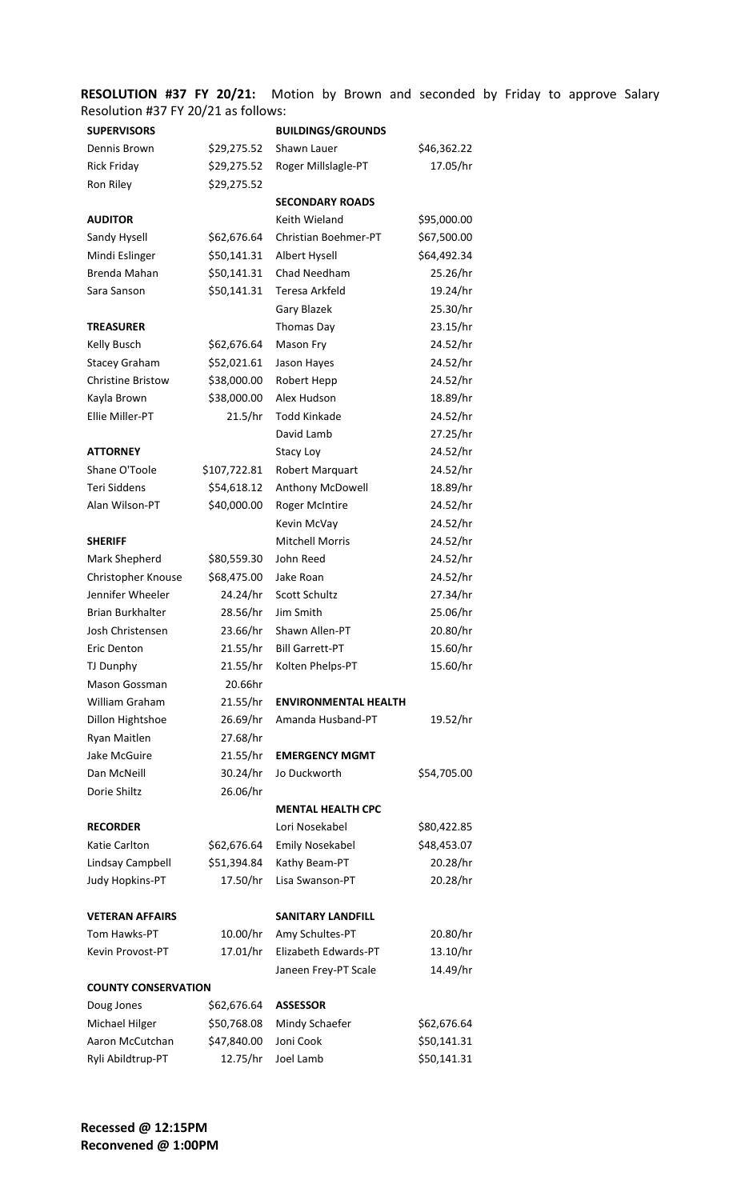**RESOLUTION #37 FY 20/21:** Motion by Brown and seconded by Friday to approve Salary Resolution #37 FY 20/21 as follows:

| | | | |
|---|---|---|---|
| **SUPERVISORS** | | **BUILDINGS/GROUNDS** | |
| Dennis Brown | $29,275.52 | Shawn Lauer | $46,362.22 |
| Rick Friday | $29,275.52 | Roger Millslagle-PT | 17.05/hr |
| Ron Riley | $29,275.52 | | |
| | | **SECONDARY ROADS** | |
| **AUDITOR** | | Keith Wieland | $95,000.00 |
| Sandy Hysell | $62,676.64 | Christian Boehmer-PT | $67,500.00 |
| Mindi Eslinger | $50,141.31 | Albert Hysell | $64,492.34 |
| Brenda Mahan | $50,141.31 | Chad Needham | 25.26/hr |
| Sara Sanson | $50,141.31 | Teresa Arkfeld | 19.24/hr |
| | | Gary Blazek | 25.30/hr |
| **TREASURER** | | Thomas Day | 23.15/hr |
| Kelly Busch | $62,676.64 | Mason Fry | 24.52/hr |
| Stacey Graham | $52,021.61 | Jason Hayes | 24.52/hr |
| Christine Bristow | $38,000.00 | Robert Hepp | 24.52/hr |
| Kayla Brown | $38,000.00 | Alex Hudson | 18.89/hr |
| Ellie Miller-PT | 21.5/hr | Todd Kinkade | 24.52/hr |
| | | David Lamb | 27.25/hr |
| **ATTORNEY** | | Stacy Loy | 24.52/hr |
| Shane O'Toole | $107,722.81 | Robert Marquart | 24.52/hr |
| Teri Siddens | $54,618.12 | Anthony McDowell | 18.89/hr |
| Alan Wilson-PT | $40,000.00 | Roger McIntire | 24.52/hr |
| | | Kevin McVay | 24.52/hr |
| **SHERIFF** | | Mitchell Morris | 24.52/hr |
| Mark Shepherd | $80,559.30 | John Reed | 24.52/hr |
| Christopher Knouse | $68,475.00 | Jake Roan | 24.52/hr |
| Jennifer Wheeler | 24.24/hr | Scott Schultz | 27.34/hr |
| Brian Burkhalter | 28.56/hr | Jim Smith | 25.06/hr |
| Josh Christensen | 23.66/hr | Shawn Allen-PT | 20.80/hr |
| Eric Denton | 21.55/hr | Bill Garrett-PT | 15.60/hr |
| TJ Dunphy | 21.55/hr | Kolten Phelps-PT | 15.60/hr |
| Mason Gossman | 20.66hr | | |
| William Graham | 21.55/hr | **ENVIRONMENTAL HEALTH** | |
| Dillon Hightshoe | 26.69/hr | Amanda Husband-PT | 19.52/hr |
| Ryan Maitlen | 27.68/hr | | |
| Jake McGuire | 21.55/hr | **EMERGENCY MGMT** | |
| Dan McNeill | 30.24/hr | Jo Duckworth | $54,705.00 |
| Dorie Shiltz | 26.06/hr | | |
| | | **MENTAL HEALTH CPC** | |
| **RECORDER** | | Lori Nosekabel | $80,422.85 |
| Katie Carlton | $62,676.64 | Emily Nosekabel | $48,453.07 |
| Lindsay Campbell | $51,394.84 | Kathy Beam-PT | 20.28/hr |
| Judy Hopkins-PT | 17.50/hr | Lisa Swanson-PT | 20.28/hr |
| | | | |
| **VETERAN AFFAIRS** | | **SANITARY LANDFILL** | |
| Tom Hawks-PT | 10.00/hr | Amy Schultes-PT | 20.80/hr |
| Kevin Provost-PT | 17.01/hr | Elizabeth Edwards-PT | 13.10/hr |
| | | Janeen Frey-PT Scale | 14.49/hr |
| **COUNTY CONSERVATION** | | | |
| Doug Jones | $62,676.64 | **ASSESSOR** | |
| Michael Hilger | $50,768.08 | Mindy Schaefer | $62,676.64 |
| Aaron McCutchan | $47,840.00 | Joni Cook | $50,141.31 |
| Ryli Abildtrup-PT | 12.75/hr | Joel Lamb | $50,141.31 |

**Recessed @ 12:15PM**
**Reconvened @ 1:00PM**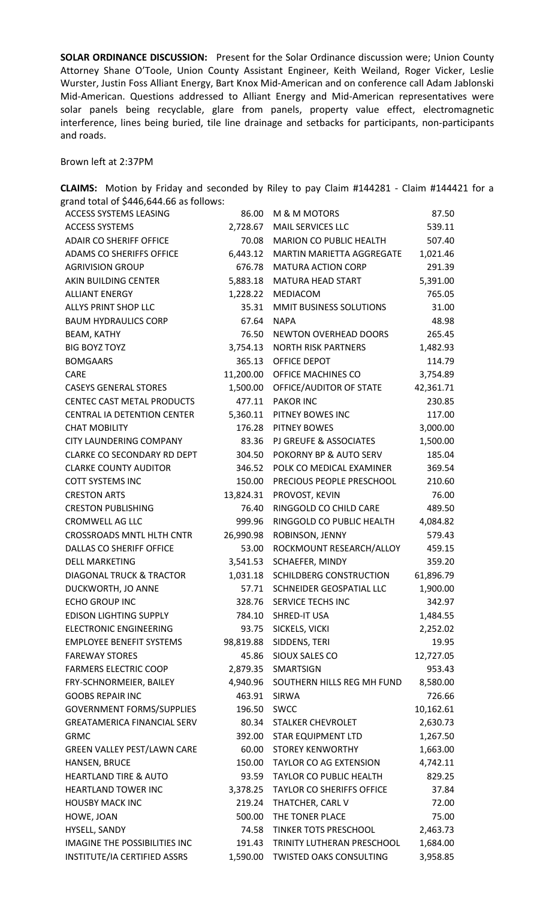**SOLAR ORDINANCE DISCUSSION:** Present for the Solar Ordinance discussion were; Union County Attorney Shane O'Toole, Union County Assistant Engineer, Keith Weiland, Roger Vicker, Leslie Wurster, Justin Foss Alliant Energy, Bart Knox Mid-American and on conference call Adam Jablonski Mid-American. Questions addressed to Alliant Energy and Mid-American representatives were solar panels being recyclable, glare from panels, property value effect, electromagnetic interference, lines being buried, tile line drainage and setbacks for participants, non-participants and roads.

Brown left at 2:37PM

**CLAIMS:** Motion by Friday and seconded by Riley to pay Claim #144281 - Claim #144421 for a grand total of $446,644.66 as follows:

| | | | |
|---|---|---|---|
| ACCESS SYSTEMS LEASING | 86.00 | M & M MOTORS | 87.50 |
| ACCESS SYSTEMS | 2,728.67 | MAIL SERVICES LLC | 539.11 |
| ADAIR CO SHERIFF OFFICE | 70.08 | MARION CO PUBLIC HEALTH | 507.40 |
| ADAMS CO SHERIFFS OFFICE | 6,443.12 | MARTIN MARIETTA AGGREGATE | 1,021.46 |
| AGRIVISION GROUP | 676.78 | MATURA ACTION CORP | 291.39 |
| AKIN BUILDING CENTER | 5,883.18 | MATURA HEAD START | 5,391.00 |
| ALLIANT ENERGY | 1,228.22 | MEDIACOM | 765.05 |
| ALLYS PRINT SHOP LLC | 35.31 | MMIT BUSINESS SOLUTIONS | 31.00 |
| BAUM HYDRAULICS CORP | 67.64 | NAPA | 48.98 |
| BEAM, KATHY | 76.50 | NEWTON OVERHEAD DOORS | 265.45 |
| BIG BOYZ TOYZ | 3,754.13 | NORTH RISK PARTNERS | 1,482.93 |
| BOMGAARS | 365.13 | OFFICE DEPOT | 114.79 |
| CARE | 11,200.00 | OFFICE MACHINES CO | 3,754.89 |
| CASEYS GENERAL STORES | 1,500.00 | OFFICE/AUDITOR OF STATE | 42,361.71 |
| CENTEC CAST METAL PRODUCTS | 477.11 | PAKOR INC | 230.85 |
| CENTRAL IA DETENTION CENTER | 5,360.11 | PITNEY BOWES INC | 117.00 |
| CHAT MOBILITY | 176.28 | PITNEY BOWES | 3,000.00 |
| CITY LAUNDERING COMPANY | 83.36 | PJ GREUFE & ASSOCIATES | 1,500.00 |
| CLARKE CO SECONDARY RD DEPT | 304.50 | POKORNY BP & AUTO SERV | 185.04 |
| CLARKE COUNTY AUDITOR | 346.52 | POLK CO MEDICAL EXAMINER | 369.54 |
| COTT SYSTEMS INC | 150.00 | PRECIOUS PEOPLE PRESCHOOL | 210.60 |
| CRESTON ARTS | 13,824.31 | PROVOST, KEVIN | 76.00 |
| CRESTON PUBLISHING | 76.40 | RINGGOLD CO CHILD CARE | 489.50 |
| CROMWELL AG LLC | 999.96 | RINGGOLD CO PUBLIC HEALTH | 4,084.82 |
| CROSSROADS MNTL HLTH CNTR | 26,990.98 | ROBINSON, JENNY | 579.43 |
| DALLAS CO SHERIFF OFFICE | 53.00 | ROCKMOUNT RESEARCH/ALLOY | 459.15 |
| DELL MARKETING | 3,541.53 | SCHAEFER, MINDY | 359.20 |
| DIAGONAL TRUCK & TRACTOR | 1,031.18 | SCHILDBERG CONSTRUCTION | 61,896.79 |
| DUCKWORTH, JO ANNE | 57.71 | SCHNEIDER GEOSPATIAL LLC | 1,900.00 |
| ECHO GROUP INC | 328.76 | SERVICE TECHS INC | 342.97 |
| EDISON LIGHTING SUPPLY | 784.10 | SHRED-IT USA | 1,484.55 |
| ELECTRONIC ENGINEERING | 93.75 | SICKELS, VICKI | 2,252.02 |
| EMPLOYEE BENEFIT SYSTEMS | 98,819.88 | SIDDENS, TERI | 19.95 |
| FAREWAY STORES | 45.86 | SIOUX SALES CO | 12,727.05 |
| FARMERS ELECTRIC COOP | 2,879.35 | SMARTSIGN | 953.43 |
| FRY-SCHNORMEIER, BAILEY | 4,940.96 | SOUTHERN HILLS REG MH FUND | 8,580.00 |
| GOOBS REPAIR INC | 463.91 | SIRWA | 726.66 |
| GOVERNMENT FORMS/SUPPLIES | 196.50 | SWCC | 10,162.61 |
| GREATAMERICA FINANCIAL SERV | 80.34 | STALKER CHEVROLET | 2,630.73 |
| GRMC | 392.00 | STAR EQUIPMENT LTD | 1,267.50 |
| GREEN VALLEY PEST/LAWN CARE | 60.00 | STOREY KENWORTHY | 1,663.00 |
| HANSEN, BRUCE | 150.00 | TAYLOR CO AG EXTENSION | 4,742.11 |
| HEARTLAND TIRE & AUTO | 93.59 | TAYLOR CO PUBLIC HEALTH | 829.25 |
| HEARTLAND TOWER INC | 3,378.25 | TAYLOR CO SHERIFFS OFFICE | 37.84 |
| HOUSBY MACK INC | 219.24 | THATCHER, CARL V | 72.00 |
| HOWE, JOAN | 500.00 | THE TONER PLACE | 75.00 |
| HYSELL, SANDY | 74.58 | TINKER TOTS PRESCHOOL | 2,463.73 |
| IMAGINE THE POSSIBILITIES INC | 191.43 | TRINITY LUTHERAN PRESCHOOL | 1,684.00 |
| INSTITUTE/IA CERTIFIED ASSRS | 1,590.00 | TWISTED OAKS CONSULTING | 3,958.85 |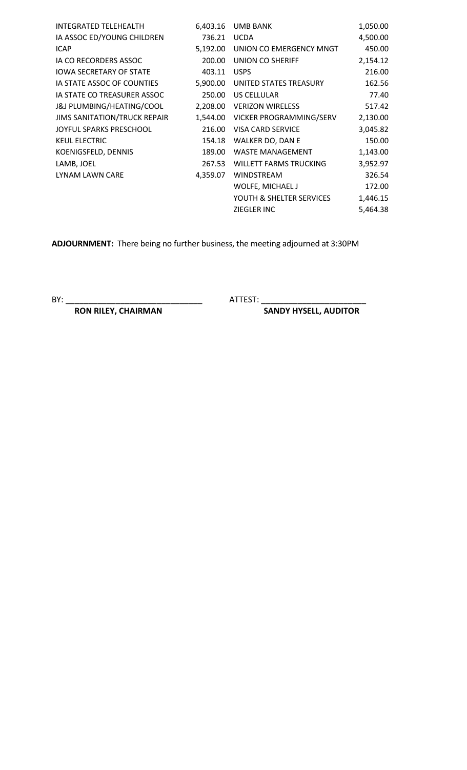| | | | |
|---|---|---|---|
| INTEGRATED TELEHEALTH | 6,403.16 | UMB BANK | 1,050.00 |
| IA ASSOC ED/YOUNG CHILDREN | 736.21 | UCDA | 4,500.00 |
| ICAP | 5,192.00 | UNION CO EMERGENCY MNGT | 450.00 |
| IA CO RECORDERS ASSOC | 200.00 | UNION CO SHERIFF | 2,154.12 |
| IOWA SECRETARY OF STATE | 403.11 | USPS | 216.00 |
| IA STATE ASSOC OF COUNTIES | 5,900.00 | UNITED STATES TREASURY | 162.56 |
| IA STATE CO TREASURER ASSOC | 250.00 | US CELLULAR | 77.40 |
| J&J PLUMBING/HEATING/COOL | 2,208.00 | VERIZON WIRELESS | 517.42 |
| JIMS SANITATION/TRUCK REPAIR | 1,544.00 | VICKER PROGRAMMING/SERV | 2,130.00 |
| JOYFUL SPARKS PRESCHOOL | 216.00 | VISA CARD SERVICE | 3,045.82 |
| KEUL ELECTRIC | 154.18 | WALKER DO, DAN E | 150.00 |
| KOENIGSFELD, DENNIS | 189.00 | WASTE MANAGEMENT | 1,143.00 |
| LAMB, JOEL | 267.53 | WILLETT FARMS TRUCKING | 3,952.97 |
| LYNAM LAWN CARE | 4,359.07 | WINDSTREAM | 326.54 |
| | | WOLFE, MICHAEL J | 172.00 |
| | | YOUTH & SHELTER SERVICES | 1,446.15 |
| | | ZIEGLER INC | 5,464.38 |

**ADJOURNMENT:** There being no further business, the meeting adjourned at 3:30PM

BY: ______________________________ ATTEST: ______________________

**RON RILEY, CHAIRMAN** **SANDY HYSELL, AUDITOR**